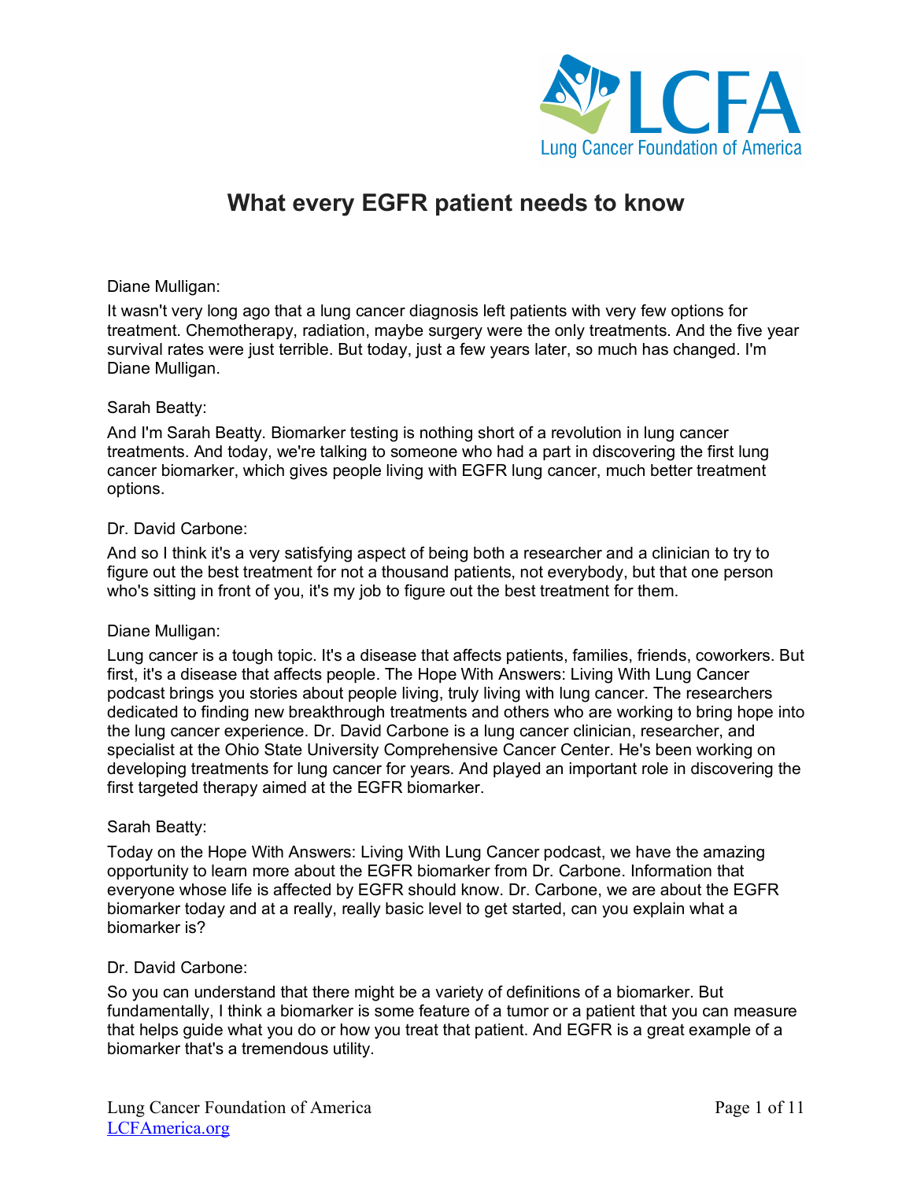# What every EGFR patient needs to know

Diane Mulligan:

It wasn't very long ago that a lung cancer diagnosis left patients with very few options for treatment. Chemotherapy, radiation, maybe surgery were the only treatments. And the five year survival rates were just terrible. But today, just a few years later, so much has changed. I'm Diane Mulligan.

Sarah Beatty:

And I'm Sarah Beatty. Biomarker testing is nothing short of a revolution in lung cancer treatments. And today, we're talking to someone who had a part in discovering the first lung cancer biomarker, which gives people living with EGFR lung cancer, much better treatment options.

Dr. David Carbone:

And so I think it's a very satisfying aspect of being both a researcher and a clinician to try to figure out the best treatment for not a thousand patients, not everybody, but that one person who's sitting in front of you, it's my job to figure out the best treatment for them.

Diane Mulligan:

Lung cancer is a tough topic. It's a disease that affects patients, families, friends, coworkers. But first, it's a disease that affects people. The Hope With Answers: Living With Lung Cancer podcast brings you stories about people living, truly living with lung cancer. The researchers dedicated to finding new breakthrough treatments and others who are working to bring hope into the lung cancer experience. Dr. David Carbone is a lung cancer clinician, researcher, and specialist at the Ohio State University Comprehensive Cancer Center. He's been working on developing treatments for lung cancer for years. And played an important role in discovering the first targeted therapy aimed at the EGFR biomarker.

Sarah Beatty:

Today on the Hope With Answers: Living With Lung Cancer podcast, we have the amazing opportunity to learn more about the EGFR biomarker from Dr. Carbone. Information that everyone whose life is affected by EGFR should know. Dr. Carbone, we are about the EGFR biomarker today and at a really, really basic level to get started, can you explain what a biomarker is?

Dr. David Carbone:

So you can understand that there might be a variety of definitions of a biomarker. But fundamentally, I think a biomarker is some feature of a tumor or a patient that you can measure that helps guide what you do or how you treat that patient. And EGFR is a great example of a biomarker that's a tremendous utility.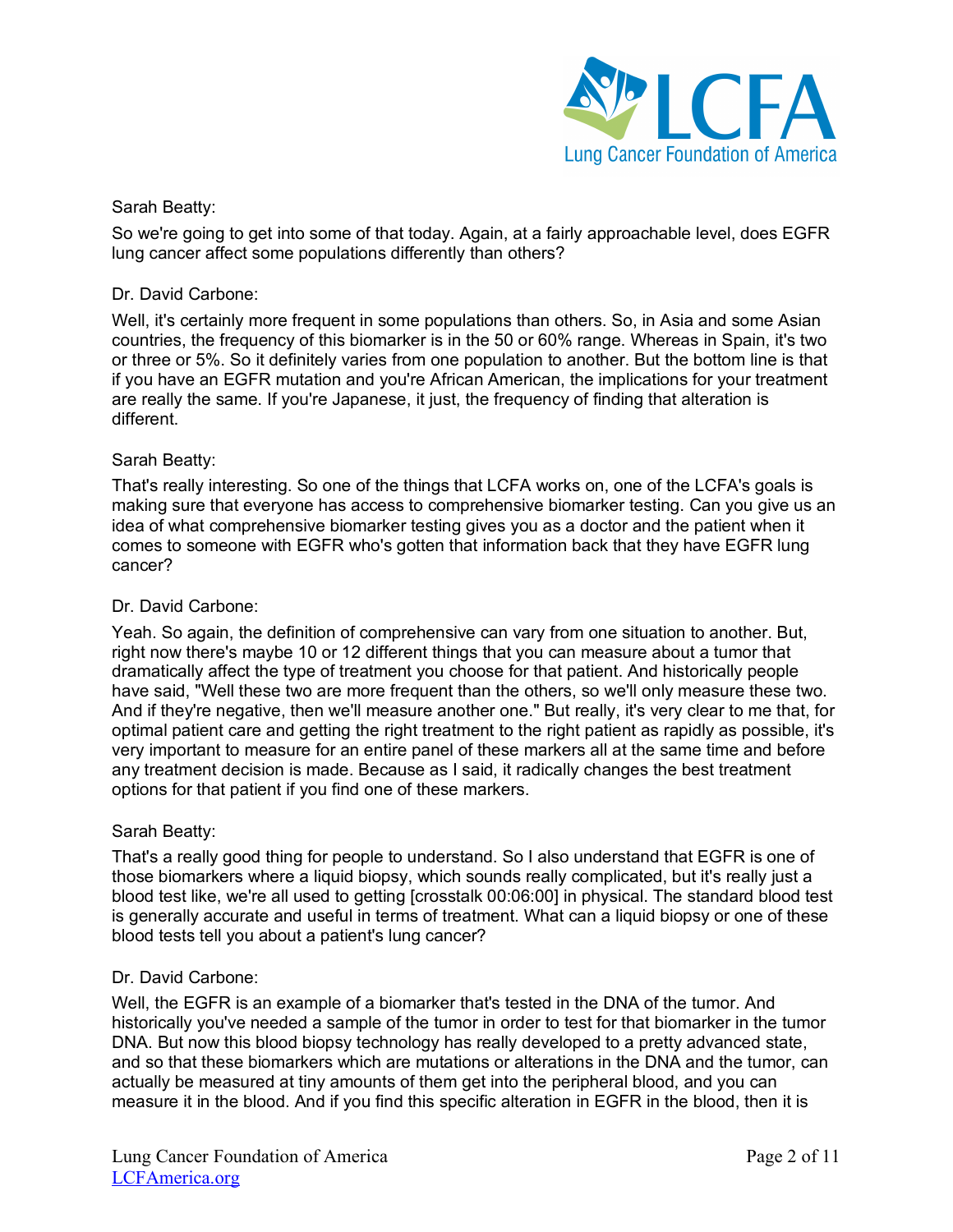Sarah Beatty:

So we're going to get into some of that today. Again, at a fairly approachable level, does EGFR lung cancer affect some populations differently than others?

Dr. David Carbone:

Well, it's certainly more frequent in some populations than others. So, in Asia and some Asian countries, the frequency of this biomarker is in the 50 or 60% range. Whereas in Spain, it's two or three or 5%. So it definitely varies from one population to another. But the bottom line is that if you have an EGFR mutation and you're African American, the implications for your treatment are really the same. If you're Japanese, it just, the frequency of finding that alteration is different.

Sarah Beatty:

That's really interesting. So one of the things that LCFA works on, one of the LCFA's goals is making sure that everyone has access to comprehensive biomarker testing. Can you give us an idea of what comprehensive biomarker testing gives you as a doctor and the patient when it comes to someone with EGFR who's gotten that information back that they have EGFR lung cancer?

Dr. David Carbone:

Yeah. So again, the definition of comprehensive can vary from one situation to another. But, right now there's maybe 10 or 12 different things that you can measure about a tumor that dramatically affect the type of treatment you choose for that patient. And historically people have said, "Well these two are more frequent than the others, so we'll only measure these two. And if they're negative, then we'll measure another one." But really, it's very clear to me that, for optimal patient care and getting the right treatment to the right patient as rapidly as possible, it's very important to measure for an entire panel of these markers all at the same time and before any treatment decision is made. Because as I said, it radically changes the best treatment options for that patient if you find one of these markers.

Sarah Beatty:

That's a really good thing for people to understand. So I also understand that EGFR is one of those biomarkers where a liquid biopsy, which sounds really complicated, but it's really just a blood test like, we're all used to getting [crosstalk 00:06:00] in physical. The standard blood test is generally accurate and useful in terms of treatment. What can a liquid biopsy or one of these blood tests tell you about a patient's lung cancer?

Dr. David Carbone:

Well, the EGFR is an example of a biomarker that's tested in the DNA of the tumor. And historically you've needed a sample of the tumor in order to test for that biomarker in the tumor DNA. But now this blood biopsy technology has really developed to a pretty advanced state, and so that these biomarkers which are mutations or alterations in the DNA and the tumor, can actually be measured at tiny amounts of them get into the peripheral blood, and you can measure it in the blood. And if you find this specific alteration in EGFR in the blood, then it is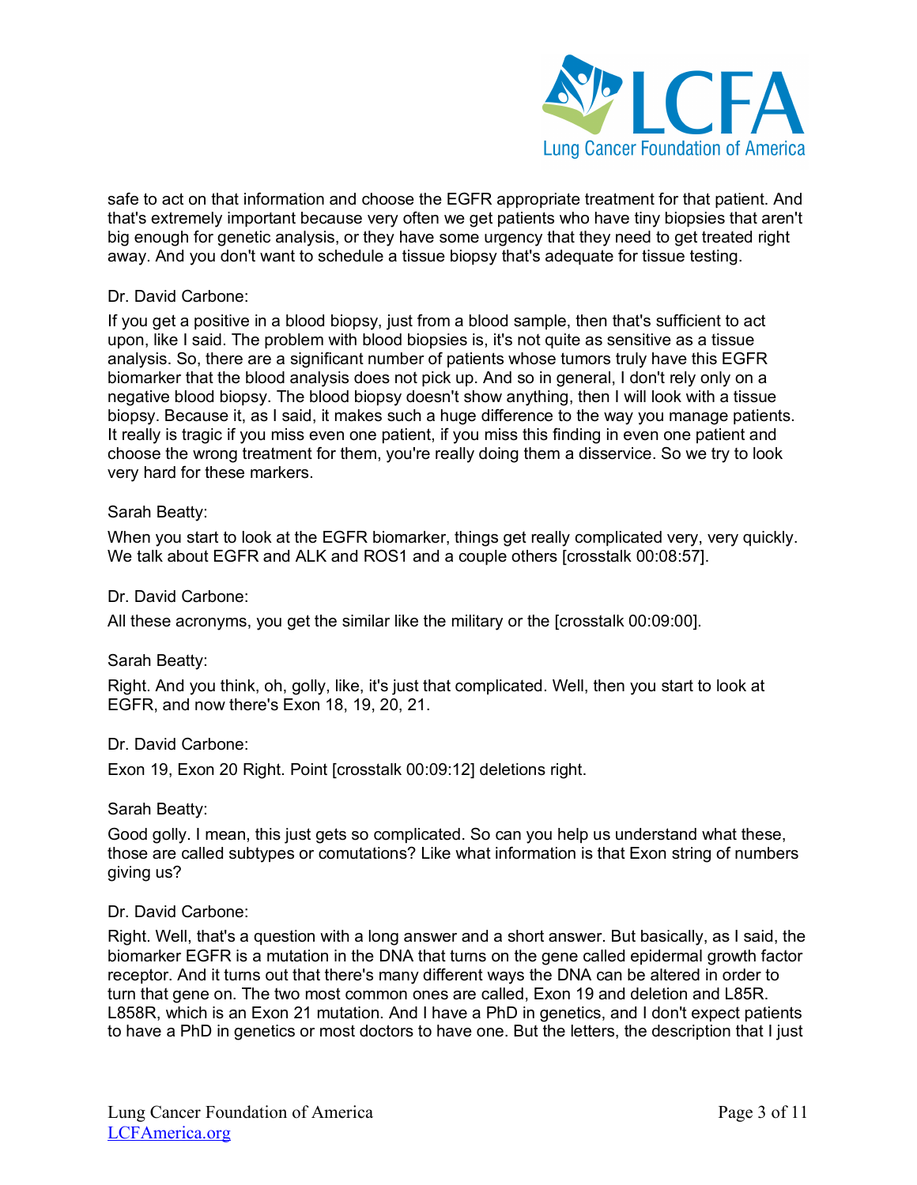safe to act on that information and choose the EGFR appropriate treatment for that patient. And that's extremely important because very often we get patients who have tiny biopsies that aren't big enough for genetic analysis, or they have some urgency that they need to get treated right away. And you don't want to schedule a tissue biopsy that's adequate for tissue testing.

Dr. David Carbone:

If you get a positive in a blood biopsy, just from a blood sample, then that's sufficient to act upon, like I said. The problem with blood biopsies is, it's not quite as sensitive as a tissue analysis. So, there are a significant number of patients whose tumors truly have this EGFR biomarker that the blood analysis does not pick up. And so in general, I don't rely only on a negative blood biopsy. The blood biopsy doesn't show anything, then I will look with a tissue biopsy. Because it, as I said, it makes such a huge difference to the way you manage patients. It really is tragic if you miss even one patient, if you miss this finding in even one patient and choose the wrong treatment for them, you're really doing them a disservice. So we try to look very hard for these markers.

Sarah Beatty:

When you start to look at the EGFR biomarker, things get really complicated very, very quickly. We talk about EGFR and ALK and ROS1 and a couple others [crosstalk 00:08:57].

Dr. David Carbone:

All these acronyms, you get the similar like the military or the [crosstalk 00:09:00].

Sarah Beatty:

Right. And you think, oh, golly, like, it's just that complicated. Well, then you start to look at EGFR, and now there's Exon 18, 19, 20, 21.

Dr. David Carbone:

Exon 19, Exon 20 Right. Point [crosstalk 00:09:12] deletions right.

Sarah Beatty:

Good golly. I mean, this just gets so complicated. So can you help us understand what these, those are called subtypes or comutations? Like what information is that Exon string of numbers giving us?

Dr. David Carbone:

Right. Well, that's a question with a long answer and a short answer. But basically, as I said, the biomarker EGFR is a mutation in the DNA that turns on the gene called epidermal growth factor receptor. And it turns out that there's many different ways the DNA can be altered in order to turn that gene on. The two most common ones are called, Exon 19 and deletion and L85R. L858R, which is an Exon 21 mutation. And I have a PhD in genetics, and I don't expect patients to have a PhD in genetics or most doctors to have one. But the letters, the description that I just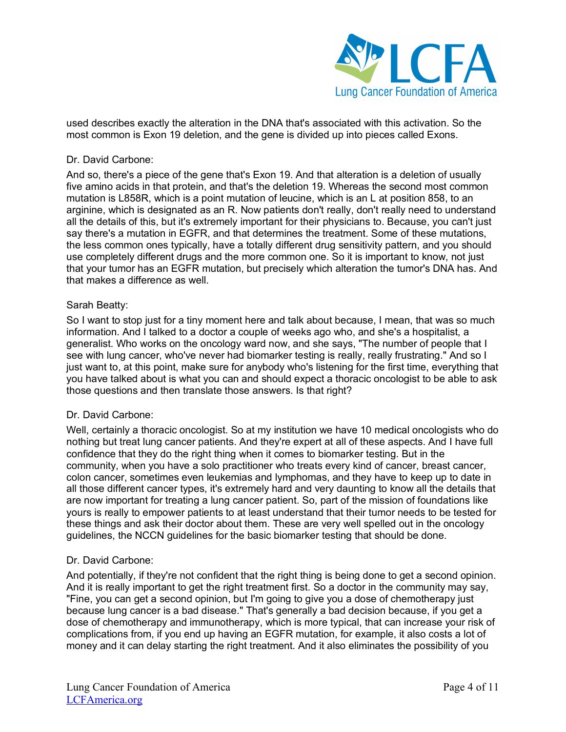used describes exactly the alteration in the DNA that's associated with this activation. So the most common is Exon 19 deletion, and the gene is divided up into pieces called Exons.

Dr. David Carbone:

And so, there's a piece of the gene that's Exon 19. And that alteration is a deletion of usually five amino acids in that protein, and that's the deletion 19. Whereas the second most common mutation is L858R, which is a point mutation of leucine, which is an L at position 858, to an arginine, which is designated as an R. Now patients don't really, don't really need to understand all the details of this, but it's extremely important for their physicians to. Because, you can't just say there's a mutation in EGFR, and that determines the treatment. Some of these mutations, the less common ones typically, have a totally different drug sensitivity pattern, and you should use completely different drugs and the more common one. So it is important to know, not just that your tumor has an EGFR mutation, but precisely which alteration the tumor's DNA has. And that makes a difference as well.

Sarah Beatty:

So I want to stop just for a tiny moment here and talk about because, I mean, that was so much information. And I talked to a doctor a couple of weeks ago who, and she's a hospitalist, a generalist. Who works on the oncology ward now, and she says, "The number of people that I see with lung cancer, who've never had biomarker testing is really, really frustrating." And so I just want to, at this point, make sure for anybody who's listening for the first time, everything that you have talked about is what you can and should expect a thoracic oncologist to be able to ask those questions and then translate those answers. Is that right?

Dr. David Carbone:

Well, certainly a thoracic oncologist. So at my institution we have 10 medical oncologists who do nothing but treat lung cancer patients. And they're expert at all of these aspects. And I have full confidence that they do the right thing when it comes to biomarker testing. But in the community, when you have a solo practitioner who treats every kind of cancer, breast cancer, colon cancer, sometimes even leukemias and lymphomas, and they have to keep up to date in all those different cancer types, it's extremely hard and very daunting to know all the details that are now important for treating a lung cancer patient. So, part of the mission of foundations like yours is really to empower patients to at least understand that their tumor needs to be tested for these things and ask their doctor about them. These are very well spelled out in the oncology guidelines, the NCCN guidelines for the basic biomarker testing that should be done.

Dr. David Carbone:

And potentially, if they're not confident that the right thing is being done to get a second opinion. And it is really important to get the right treatment first. So a doctor in the community may say, "Fine, you can get a second opinion, but I'm going to give you a dose of chemotherapy just because lung cancer is a bad disease." That's generally a bad decision because, if you get a dose of chemotherapy and immunotherapy, which is more typical, that can increase your risk of complications from, if you end up having an EGFR mutation, for example, it also costs a lot of money and it can delay starting the right treatment. And it also eliminates the possibility of you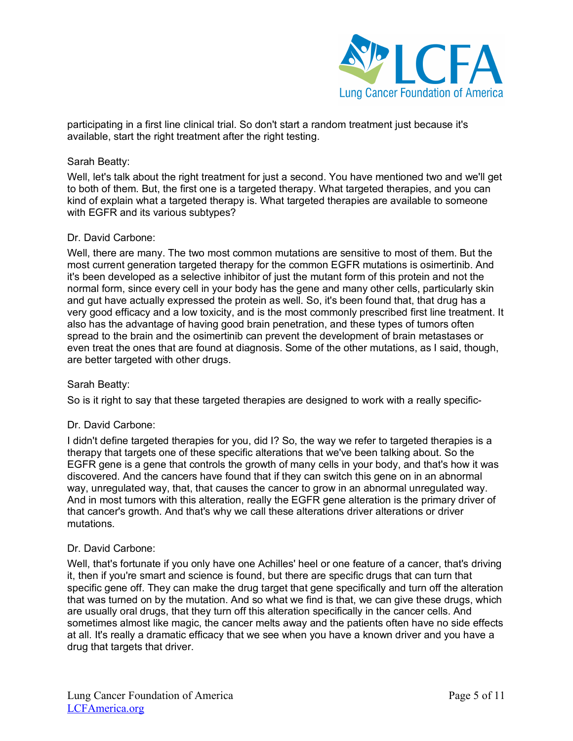participating in a first line clinical trial. So don't start a random treatment just because it's available, start the right treatment after the right testing.

Sarah Beatty:

Well, let's talk about the right treatment for just a second. You have mentioned two and we'll get to both of them. But, the first one is a targeted therapy. What targeted therapies, and you can kind of explain what a targeted therapy is. What targeted therapies are available to someone with EGFR and its various subtypes?

Dr. David Carbone:

Well, there are many. The two most common mutations are sensitive to most of them. But the most current generation targeted therapy for the common EGFR mutations is osimertinib. And it's been developed as a selective inhibitor of just the mutant form of this protein and not the normal form, since every cell in your body has the gene and many other cells, particularly skin and gut have actually expressed the protein as well. So, it's been found that, that drug has a very good efficacy and a low toxicity, and is the most commonly prescribed first line treatment. It also has the advantage of having good brain penetration, and these types of tumors often spread to the brain and the osimertinib can prevent the development of brain metastases or even treat the ones that are found at diagnosis. Some of the other mutations, as I said, though, are better targeted with other drugs.

Sarah Beatty:

So is it right to say that these targeted therapies are designed to work with a really specific-

Dr. David Carbone:

I didn't define targeted therapies for you, did I? So, the way we refer to targeted therapies is a therapy that targets one of these specific alterations that we've been talking about. So the EGFR gene is a gene that controls the growth of many cells in your body, and that's how it was discovered. And the cancers have found that if they can switch this gene on in an abnormal way, unregulated way, that, that causes the cancer to grow in an abnormal unregulated way. And in most tumors with this alteration, really the EGFR gene alteration is the primary driver of that cancer's growth. And that's why we call these alterations driver alterations or driver mutations.

Dr. David Carbone:

Well, that's fortunate if you only have one Achilles' heel or one feature of a cancer, that's driving it, then if you're smart and science is found, but there are specific drugs that can turn that specific gene off. They can make the drug target that gene specifically and turn off the alteration that was turned on by the mutation. And so what we find is that, we can give these drugs, which are usually oral drugs, that they turn off this alteration specifically in the cancer cells. And sometimes almost like magic, the cancer melts away and the patients often have no side effects at all. It's really a dramatic efficacy that we see when you have a known driver and you have a drug that targets that driver.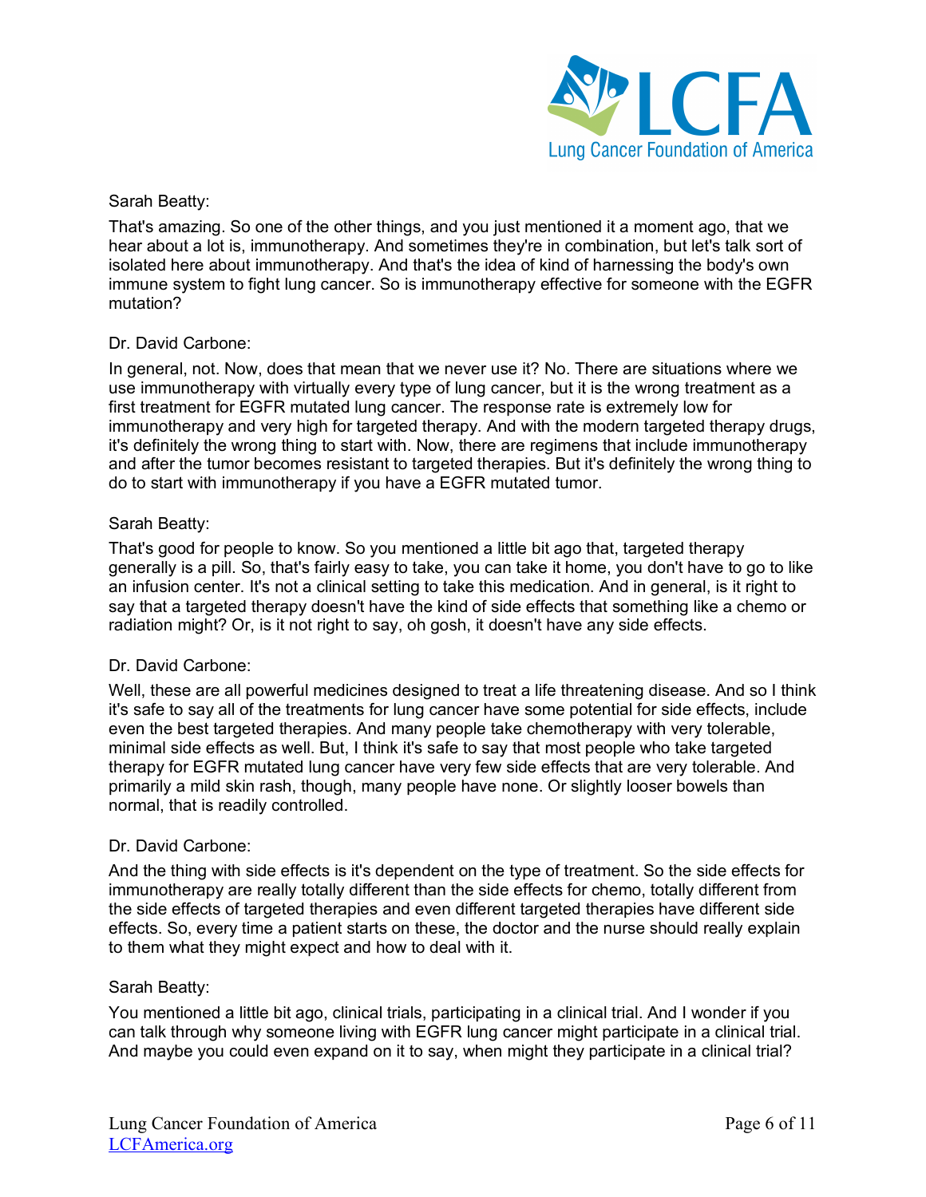Sarah Beatty:

That's amazing. So one of the other things, and you just mentioned it a moment ago, that we hear about a lot is, immunotherapy. And sometimes they're in combination, but let's talk sort of isolated here about immunotherapy. And that's the idea of kind of harnessing the body's own immune system to fight lung cancer. So is immunotherapy effective for someone with the EGFR mutation?

Dr. David Carbone:

In general, not. Now, does that mean that we never use it? No. There are situations where we use immunotherapy with virtually every type of lung cancer, but it is the wrong treatment as a first treatment for EGFR mutated lung cancer. The response rate is extremely low for immunotherapy and very high for targeted therapy. And with the modern targeted therapy drugs, it's definitely the wrong thing to start with. Now, there are regimens that include immunotherapy and after the tumor becomes resistant to targeted therapies. But it's definitely the wrong thing to do to start with immunotherapy if you have a EGFR mutated tumor.

Sarah Beatty:

That's good for people to know. So you mentioned a little bit ago that, targeted therapy generally is a pill. So, that's fairly easy to take, you can take it home, you don't have to go to like an infusion center. It's not a clinical setting to take this medication. And in general, is it right to say that a targeted therapy doesn't have the kind of side effects that something like a chemo or radiation might? Or, is it not right to say, oh gosh, it doesn't have any side effects.

Dr. David Carbone:

Well, these are all powerful medicines designed to treat a life threatening disease. And so I think it's safe to say all of the treatments for lung cancer have some potential for side effects, include even the best targeted therapies. And many people take chemotherapy with very tolerable, minimal side effects as well. But, I think it's safe to say that most people who take targeted therapy for EGFR mutated lung cancer have very few side effects that are very tolerable. And primarily a mild skin rash, though, many people have none. Or slightly looser bowels than normal, that is readily controlled.

Dr. David Carbone:

And the thing with side effects is it's dependent on the type of treatment. So the side effects for immunotherapy are really totally different than the side effects for chemo, totally different from the side effects of targeted therapies and even different targeted therapies have different side effects. So, every time a patient starts on these, the doctor and the nurse should really explain to them what they might expect and how to deal with it.

Sarah Beatty:

You mentioned a little bit ago, clinical trials, participating in a clinical trial. And I wonder if you can talk through why someone living with EGFR lung cancer might participate in a clinical trial. And maybe you could even expand on it to say, when might they participate in a clinical trial?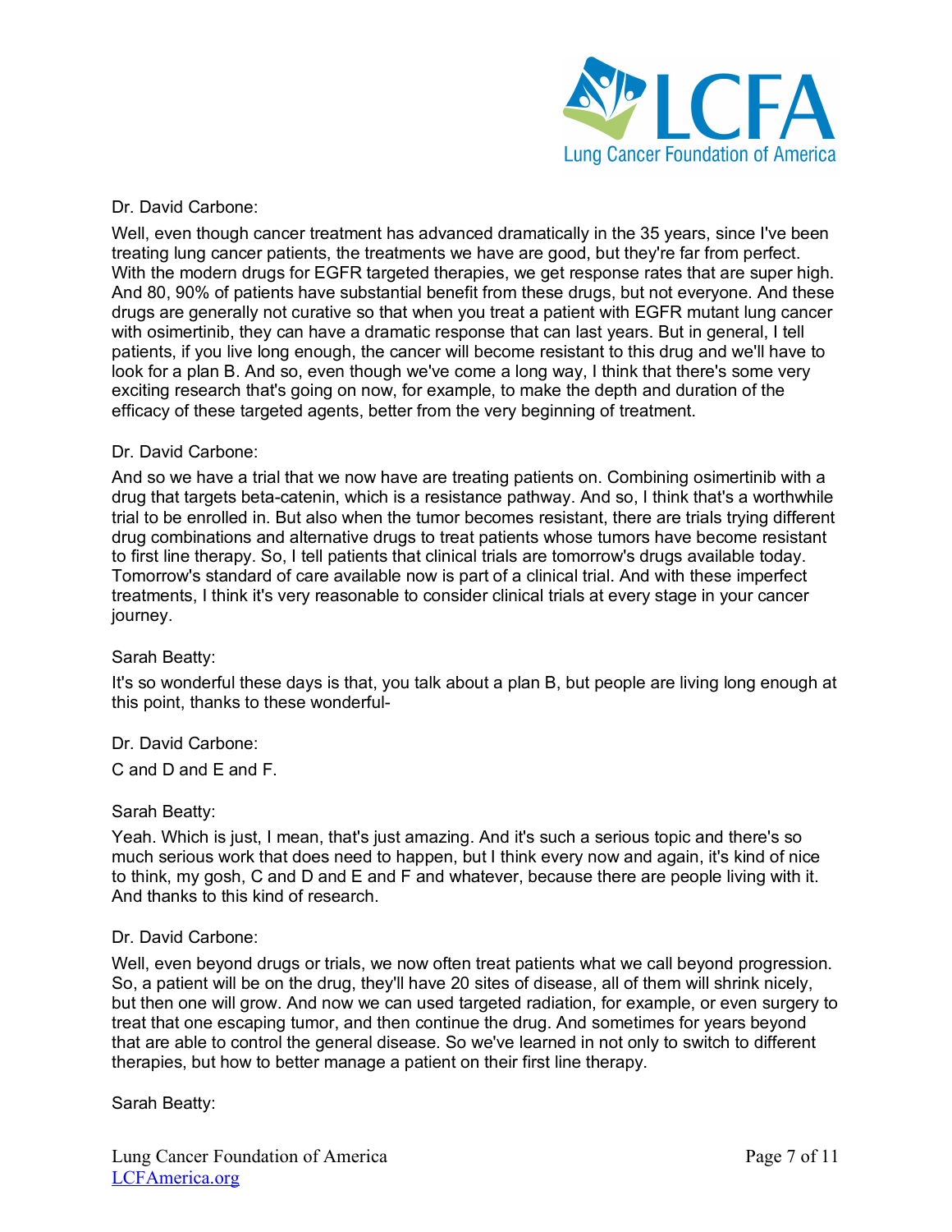Dr. David Carbone:

Well, even though cancer treatment has advanced dramatically in the 35 years, since I've been treating lung cancer patients, the treatments we have are good, but they're far from perfect. With the modern drugs for EGFR targeted therapies, we get response rates that are super high. And 80, 90% of patients have substantial benefit from these drugs, but not everyone. And these drugs are generally not curative so that when you treat a patient with EGFR mutant lung cancer with osimertinib, they can have a dramatic response that can last years. But in general, I tell patients, if you live long enough, the cancer will become resistant to this drug and we'll have to look for a plan B. And so, even though we've come a long way, I think that there's some very exciting research that's going on now, for example, to make the depth and duration of the efficacy of these targeted agents, better from the very beginning of treatment.

Dr. David Carbone:

And so we have a trial that we now have are treating patients on. Combining osimertinib with a drug that targets beta-catenin, which is a resistance pathway. And so, I think that's a worthwhile trial to be enrolled in. But also when the tumor becomes resistant, there are trials trying different drug combinations and alternative drugs to treat patients whose tumors have become resistant to first line therapy. So, I tell patients that clinical trials are tomorrow's drugs available today. Tomorrow's standard of care available now is part of a clinical trial. And with these imperfect treatments, I think it's very reasonable to consider clinical trials at every stage in your cancer journey.

Sarah Beatty:

It's so wonderful these days is that, you talk about a plan B, but people are living long enough at this point, thanks to these wonderful-

Dr. David Carbone:

C and D and E and F.

Sarah Beatty:

Yeah. Which is just, I mean, that's just amazing. And it's such a serious topic and there's so much serious work that does need to happen, but I think every now and again, it's kind of nice to think, my gosh, C and D and E and F and whatever, because there are people living with it. And thanks to this kind of research.

Dr. David Carbone:

Well, even beyond drugs or trials, we now often treat patients what we call beyond progression. So, a patient will be on the drug, they'll have 20 sites of disease, all of them will shrink nicely, but then one will grow. And now we can used targeted radiation, for example, or even surgery to treat that one escaping tumor, and then continue the drug. And sometimes for years beyond that are able to control the general disease. So we've learned in not only to switch to different therapies, but how to better manage a patient on their first line therapy.

Sarah Beatty: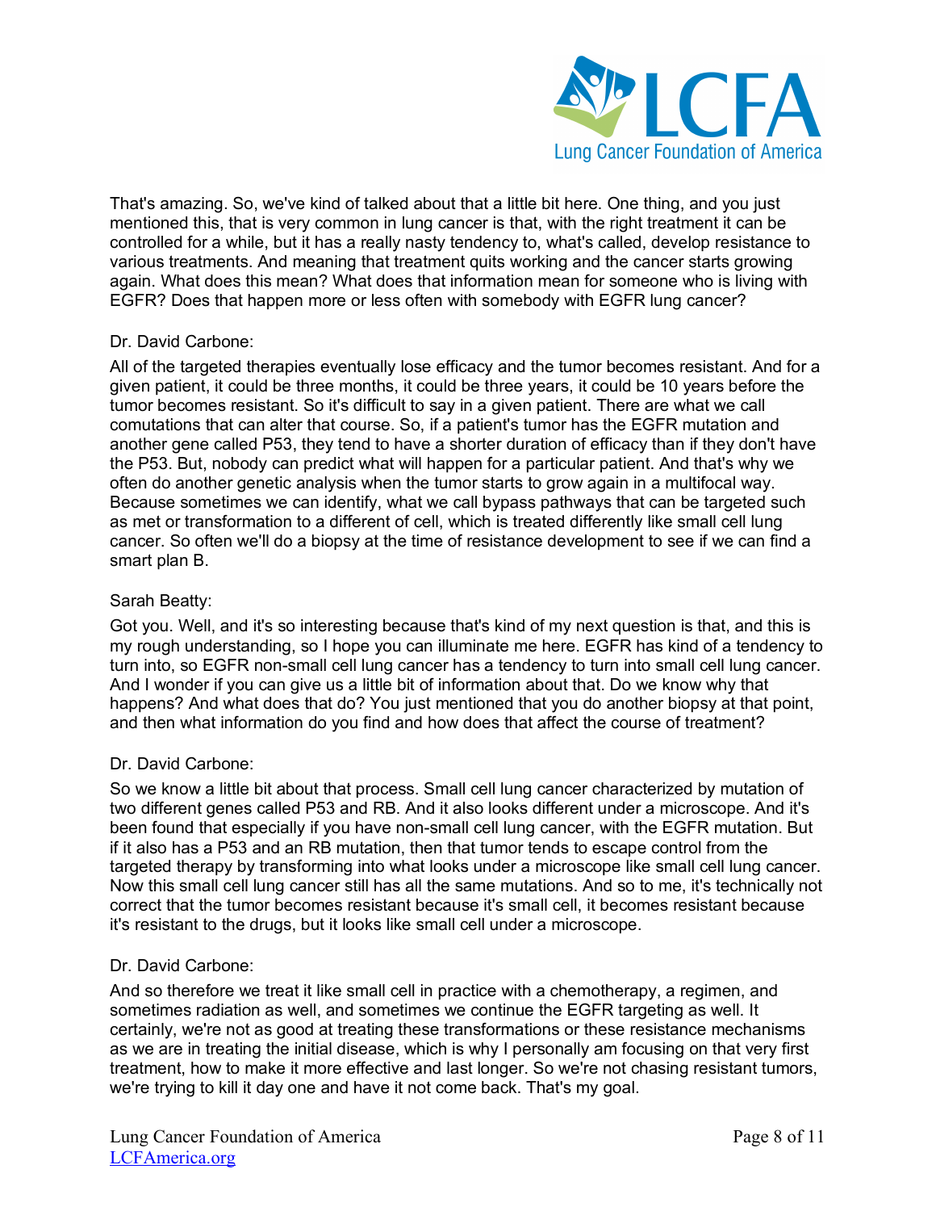That's amazing. So, we've kind of talked about that a little bit here. One thing, and you just mentioned this, that is very common in lung cancer is that, with the right treatment it can be controlled for a while, but it has a really nasty tendency to, what's called, develop resistance to various treatments. And meaning that treatment quits working and the cancer starts growing again. What does this mean? What does that information mean for someone who is living with EGFR? Does that happen more or less often with somebody with EGFR lung cancer?

Dr. David Carbone:

All of the targeted therapies eventually lose efficacy and the tumor becomes resistant. And for a given patient, it could be three months, it could be three years, it could be 10 years before the tumor becomes resistant. So it's difficult to say in a given patient. There are what we call comutations that can alter that course. So, if a patient's tumor has the EGFR mutation and another gene called P53, they tend to have a shorter duration of efficacy than if they don't have the P53. But, nobody can predict what will happen for a particular patient. And that's why we often do another genetic analysis when the tumor starts to grow again in a multifocal way. Because sometimes we can identify, what we call bypass pathways that can be targeted such as met or transformation to a different of cell, which is treated differently like small cell lung cancer. So often we'll do a biopsy at the time of resistance development to see if we can find a smart plan B.

Sarah Beatty:

Got you. Well, and it's so interesting because that's kind of my next question is that, and this is my rough understanding, so I hope you can illuminate me here. EGFR has kind of a tendency to turn into, so EGFR non-small cell lung cancer has a tendency to turn into small cell lung cancer. And I wonder if you can give us a little bit of information about that. Do we know why that happens? And what does that do? You just mentioned that you do another biopsy at that point, and then what information do you find and how does that affect the course of treatment?

Dr. David Carbone:

So we know a little bit about that process. Small cell lung cancer characterized by mutation of two different genes called P53 and RB. And it also looks different under a microscope. And it's been found that especially if you have non-small cell lung cancer, with the EGFR mutation. But if it also has a P53 and an RB mutation, then that tumor tends to escape control from the targeted therapy by transforming into what looks under a microscope like small cell lung cancer. Now this small cell lung cancer still has all the same mutations. And so to me, it's technically not correct that the tumor becomes resistant because it's small cell, it becomes resistant because it's resistant to the drugs, but it looks like small cell under a microscope.

Dr. David Carbone:

And so therefore we treat it like small cell in practice with a chemotherapy, a regimen, and sometimes radiation as well, and sometimes we continue the EGFR targeting as well. It certainly, we're not as good at treating these transformations or these resistance mechanisms as we are in treating the initial disease, which is why I personally am focusing on that very first treatment, how to make it more effective and last longer. So we're not chasing resistant tumors, we're trying to kill it day one and have it not come back. That's my goal.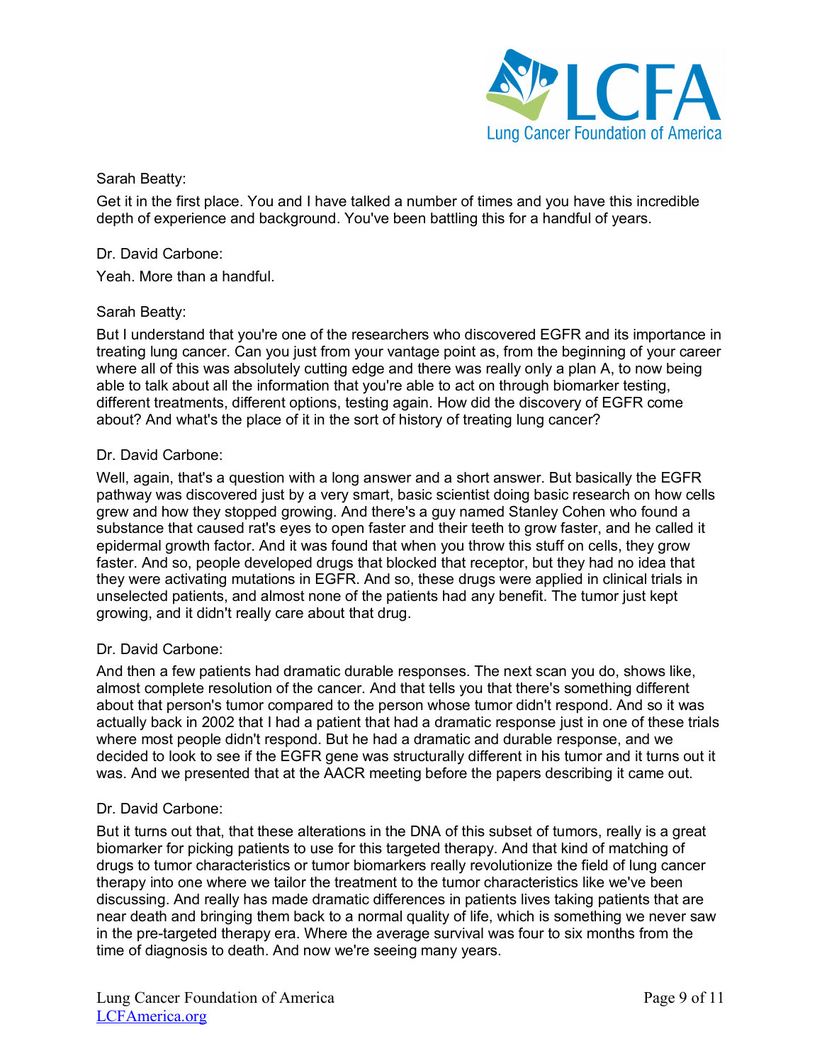Sarah Beatty:

Get it in the first place. You and I have talked a number of times and you have this incredible depth of experience and background. You've been battling this for a handful of years.

Dr. David Carbone:

Yeah. More than a handful.

Sarah Beatty:

But I understand that you're one of the researchers who discovered EGFR and its importance in treating lung cancer. Can you just from your vantage point as, from the beginning of your career where all of this was absolutely cutting edge and there was really only a plan A, to now being able to talk about all the information that you're able to act on through biomarker testing, different treatments, different options, testing again. How did the discovery of EGFR come about? And what's the place of it in the sort of history of treating lung cancer?

Dr. David Carbone:

Well, again, that's a question with a long answer and a short answer. But basically the EGFR pathway was discovered just by a very smart, basic scientist doing basic research on how cells grew and how they stopped growing. And there's a guy named Stanley Cohen who found a substance that caused rat's eyes to open faster and their teeth to grow faster, and he called it epidermal growth factor. And it was found that when you throw this stuff on cells, they grow faster. And so, people developed drugs that blocked that receptor, but they had no idea that they were activating mutations in EGFR. And so, these drugs were applied in clinical trials in unselected patients, and almost none of the patients had any benefit. The tumor just kept growing, and it didn't really care about that drug.

Dr. David Carbone:

And then a few patients had dramatic durable responses. The next scan you do, shows like, almost complete resolution of the cancer. And that tells you that there's something different about that person's tumor compared to the person whose tumor didn't respond. And so it was actually back in 2002 that I had a patient that had a dramatic response just in one of these trials where most people didn't respond. But he had a dramatic and durable response, and we decided to look to see if the EGFR gene was structurally different in his tumor and it turns out it was. And we presented that at the AACR meeting before the papers describing it came out.

Dr. David Carbone:

But it turns out that, that these alterations in the DNA of this subset of tumors, really is a great biomarker for picking patients to use for this targeted therapy. And that kind of matching of drugs to tumor characteristics or tumor biomarkers really revolutionize the field of lung cancer therapy into one where we tailor the treatment to the tumor characteristics like we've been discussing. And really has made dramatic differences in patients lives taking patients that are near death and bringing them back to a normal quality of life, which is something we never saw in the pre-targeted therapy era. Where the average survival was four to six months from the time of diagnosis to death. And now we're seeing many years.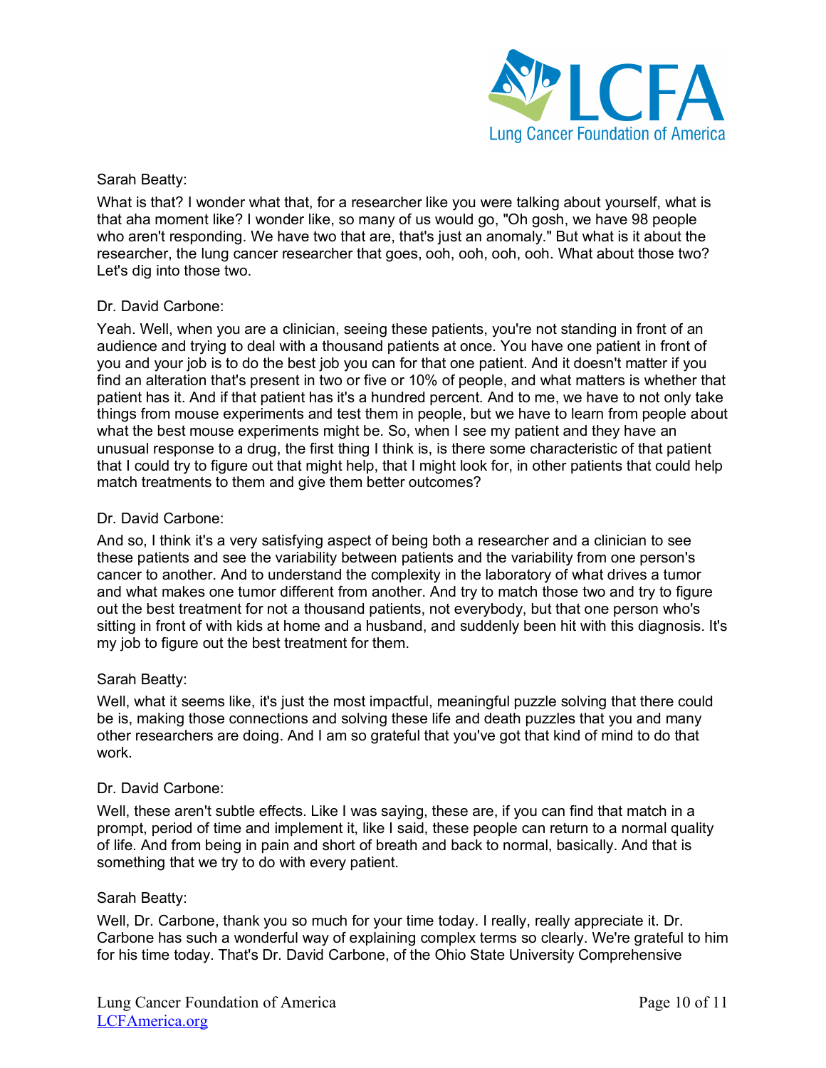Sarah Beatty:

What is that? I wonder what that, for a researcher like you were talking about yourself, what is that aha moment like? I wonder like, so many of us would go, "Oh gosh, we have 98 people who aren't responding. We have two that are, that's just an anomaly." But what is it about the researcher, the lung cancer researcher that goes, ooh, ooh, ooh, ooh. What about those two? Let's dig into those two.

Dr. David Carbone:

Yeah. Well, when you are a clinician, seeing these patients, you're not standing in front of an audience and trying to deal with a thousand patients at once. You have one patient in front of you and your job is to do the best job you can for that one patient. And it doesn't matter if you find an alteration that's present in two or five or 10% of people, and what matters is whether that patient has it. And if that patient has it's a hundred percent. And to me, we have to not only take things from mouse experiments and test them in people, but we have to learn from people about what the best mouse experiments might be. So, when I see my patient and they have an unusual response to a drug, the first thing I think is, is there some characteristic of that patient that I could try to figure out that might help, that I might look for, in other patients that could help match treatments to them and give them better outcomes?

Dr. David Carbone:

And so, I think it's a very satisfying aspect of being both a researcher and a clinician to see these patients and see the variability between patients and the variability from one person's cancer to another. And to understand the complexity in the laboratory of what drives a tumor and what makes one tumor different from another. And try to match those two and try to figure out the best treatment for not a thousand patients, not everybody, but that one person who's sitting in front of with kids at home and a husband, and suddenly been hit with this diagnosis. It's my job to figure out the best treatment for them.

Sarah Beatty:

Well, what it seems like, it's just the most impactful, meaningful puzzle solving that there could be is, making those connections and solving these life and death puzzles that you and many other researchers are doing. And I am so grateful that you've got that kind of mind to do that work.

Dr. David Carbone:

Well, these aren't subtle effects. Like I was saying, these are, if you can find that match in a prompt, period of time and implement it, like I said, these people can return to a normal quality of life. And from being in pain and short of breath and back to normal, basically. And that is something that we try to do with every patient.

Sarah Beatty:

Well, Dr. Carbone, thank you so much for your time today. I really, really appreciate it. Dr. Carbone has such a wonderful way of explaining complex terms so clearly. We're grateful to him for his time today. That's Dr. David Carbone, of the Ohio State University Comprehensive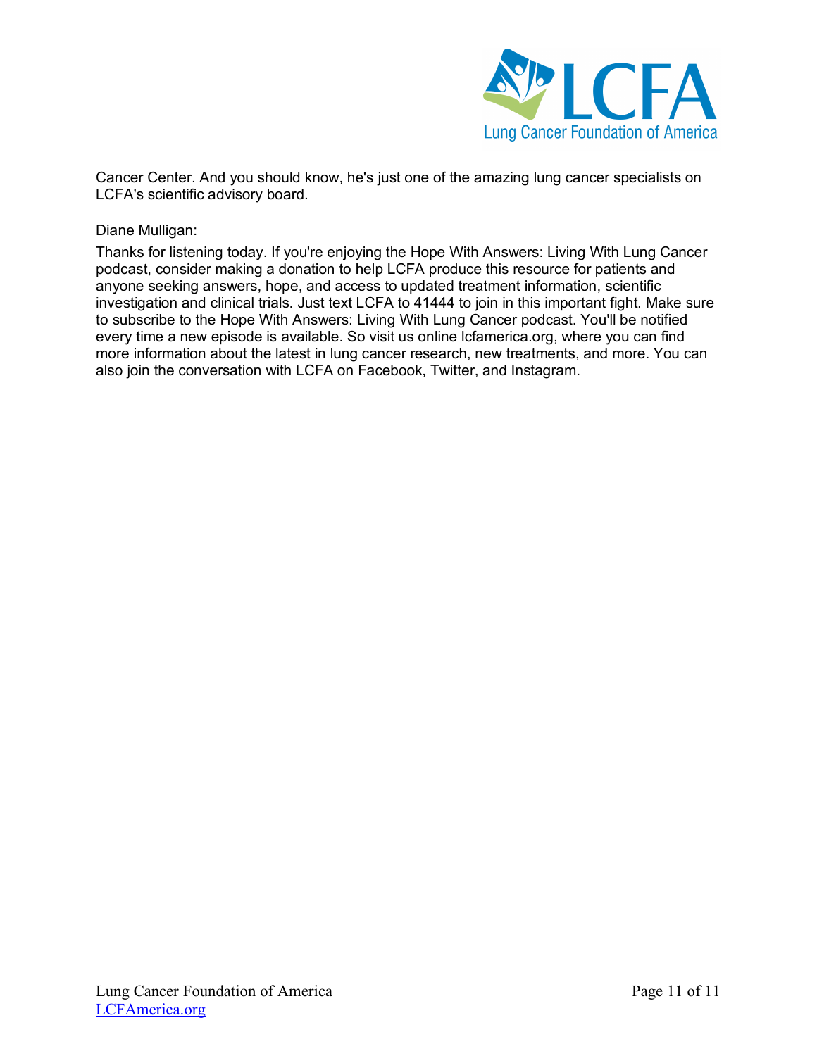Cancer Center. And you should know, he's just one of the amazing lung cancer specialists on LCFA's scientific advisory board.

Diane Mulligan:

Thanks for listening today. If you're enjoying the Hope With Answers: Living With Lung Cancer podcast, consider making a donation to help LCFA produce this resource for patients and anyone seeking answers, hope, and access to updated treatment information, scientific investigation and clinical trials. Just text LCFA to 41444 to join in this important fight. Make sure to subscribe to the Hope With Answers: Living With Lung Cancer podcast. You'll be notified every time a new episode is available. So visit us online lcfamerica.org, where you can find more information about the latest in lung cancer research, new treatments, and more. You can also join the conversation with LCFA on Facebook, Twitter, and Instagram.